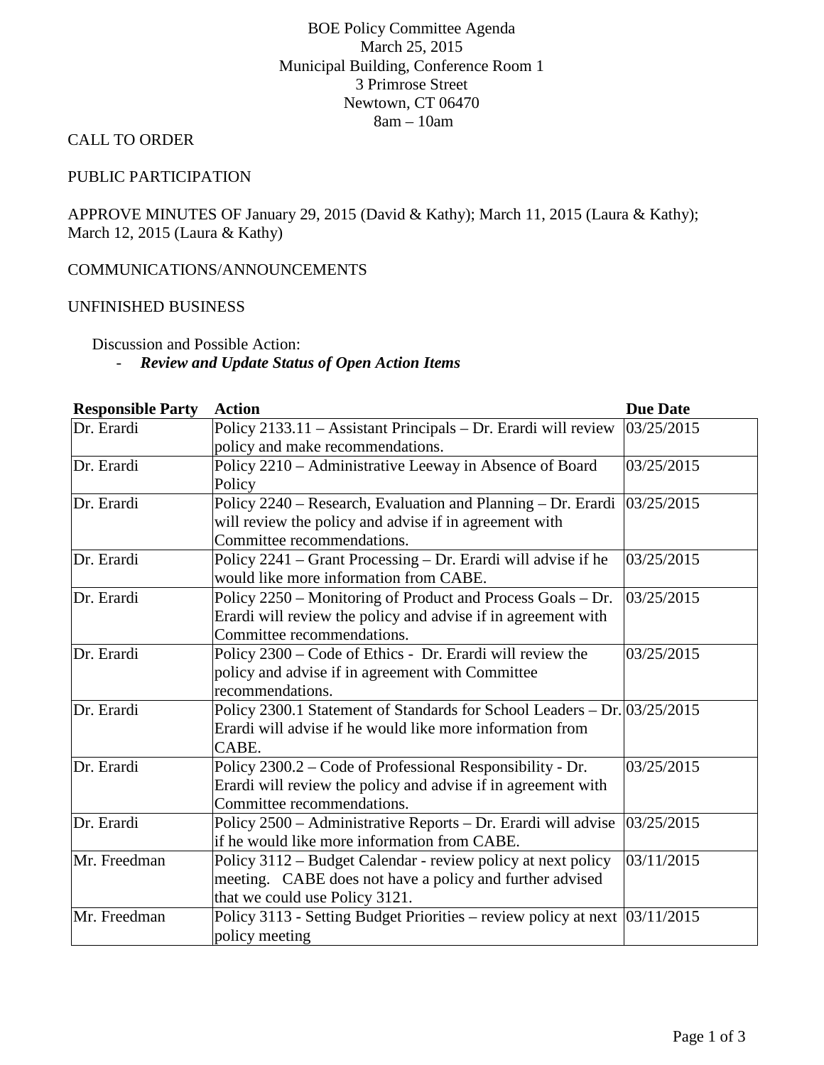BOE Policy Committee Agenda
March 25, 2015
Municipal Building, Conference Room 1
3 Primrose Street
Newtown, CT 06470
8am – 10am

CALL TO ORDER

PUBLIC PARTICIPATION

APPROVE MINUTES OF January 29, 2015 (David & Kathy); March 11, 2015 (Laura & Kathy); March 12, 2015 (Laura & Kathy)

COMMUNICATIONS/ANNOUNCEMENTS

UNFINISHED BUSINESS

Discussion and Possible Action:

- ***Review and Update Status of Open Action Items***

| **Responsible Party** | **Action** | **Due Date** |
|---|---|---|
| Dr. Erardi | Policy 2133.11 – Assistant Principals – Dr. Erardi will review policy and make recommendations. | 03/25/2015 |
| Dr. Erardi | Policy 2210 – Administrative Leeway in Absence of Board Policy | 03/25/2015 |
| Dr. Erardi | Policy 2240 – Research, Evaluation and Planning – Dr. Erardi will review the policy and advise if in agreement with Committee recommendations. | 03/25/2015 |
| Dr. Erardi | Policy 2241 – Grant Processing – Dr. Erardi will advise if he would like more information from CABE. | 03/25/2015 |
| Dr. Erardi | Policy 2250 – Monitoring of Product and Process Goals – Dr. Erardi will review the policy and advise if in agreement with Committee recommendations. | 03/25/2015 |
| Dr. Erardi | Policy 2300 – Code of Ethics - Dr. Erardi will review the policy and advise if in agreement with Committee recommendations. | 03/25/2015 |
| Dr. Erardi | Policy 2300.1 Statement of Standards for School Leaders – Dr. Erardi will advise if he would like more information from CABE. | 03/25/2015 |
| Dr. Erardi | Policy 2300.2 – Code of Professional Responsibility - Dr. Erardi will review the policy and advise if in agreement with Committee recommendations. | 03/25/2015 |
| Dr. Erardi | Policy 2500 – Administrative Reports – Dr. Erardi will advise if he would like more information from CABE. | 03/25/2015 |
| Mr. Freedman | Policy 3112 – Budget Calendar - review policy at next policy meeting. CABE does not have a policy and further advised that we could use Policy 3121. | 03/11/2015 |
| Mr. Freedman | Policy 3113 - Setting Budget Priorities – review policy at next policy meeting | 03/11/2015 |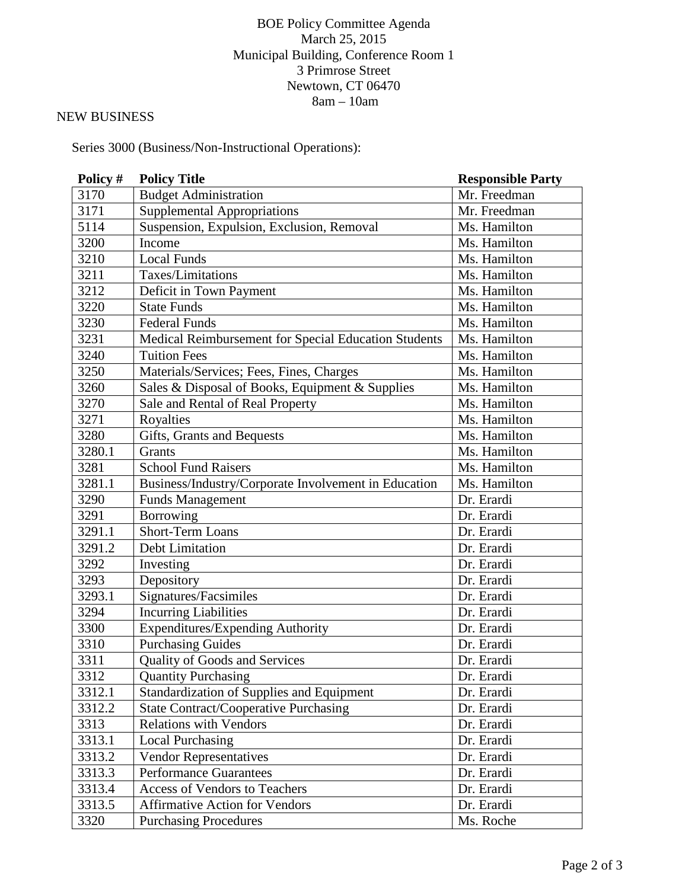BOE Policy Committee Agenda
March 25, 2015
Municipal Building, Conference Room 1
3 Primrose Street
Newtown, CT 06470
8am – 10am

NEW BUSINESS

Series 3000 (Business/Non-Instructional Operations):

| Policy # | Policy Title | Responsible Party |
|---|---|---|
| 3170 | Budget Administration | Mr. Freedman |
| 3171 | Supplemental Appropriations | Mr. Freedman |
| 5114 | Suspension, Expulsion, Exclusion, Removal | Ms. Hamilton |
| 3200 | Income | Ms. Hamilton |
| 3210 | Local Funds | Ms. Hamilton |
| 3211 | Taxes/Limitations | Ms. Hamilton |
| 3212 | Deficit in Town Payment | Ms. Hamilton |
| 3220 | State Funds | Ms. Hamilton |
| 3230 | Federal Funds | Ms. Hamilton |
| 3231 | Medical Reimbursement for Special Education Students | Ms. Hamilton |
| 3240 | Tuition Fees | Ms. Hamilton |
| 3250 | Materials/Services; Fees, Fines, Charges | Ms. Hamilton |
| 3260 | Sales & Disposal of Books, Equipment & Supplies | Ms. Hamilton |
| 3270 | Sale and Rental of Real Property | Ms. Hamilton |
| 3271 | Royalties | Ms. Hamilton |
| 3280 | Gifts, Grants and Bequests | Ms. Hamilton |
| 3280.1 | Grants | Ms. Hamilton |
| 3281 | School Fund Raisers | Ms. Hamilton |
| 3281.1 | Business/Industry/Corporate Involvement in Education | Ms. Hamilton |
| 3290 | Funds Management | Dr. Erardi |
| 3291 | Borrowing | Dr. Erardi |
| 3291.1 | Short-Term Loans | Dr. Erardi |
| 3291.2 | Debt Limitation | Dr. Erardi |
| 3292 | Investing | Dr. Erardi |
| 3293 | Depository | Dr. Erardi |
| 3293.1 | Signatures/Facsimiles | Dr. Erardi |
| 3294 | Incurring Liabilities | Dr. Erardi |
| 3300 | Expenditures/Expending Authority | Dr. Erardi |
| 3310 | Purchasing Guides | Dr. Erardi |
| 3311 | Quality of Goods and Services | Dr. Erardi |
| 3312 | Quantity Purchasing | Dr. Erardi |
| 3312.1 | Standardization of Supplies and Equipment | Dr. Erardi |
| 3312.2 | State Contract/Cooperative Purchasing | Dr. Erardi |
| 3313 | Relations with Vendors | Dr. Erardi |
| 3313.1 | Local Purchasing | Dr. Erardi |
| 3313.2 | Vendor Representatives | Dr. Erardi |
| 3313.3 | Performance Guarantees | Dr. Erardi |
| 3313.4 | Access of Vendors to Teachers | Dr. Erardi |
| 3313.5 | Affirmative Action for Vendors | Dr. Erardi |
| 3320 | Purchasing Procedures | Ms. Roche |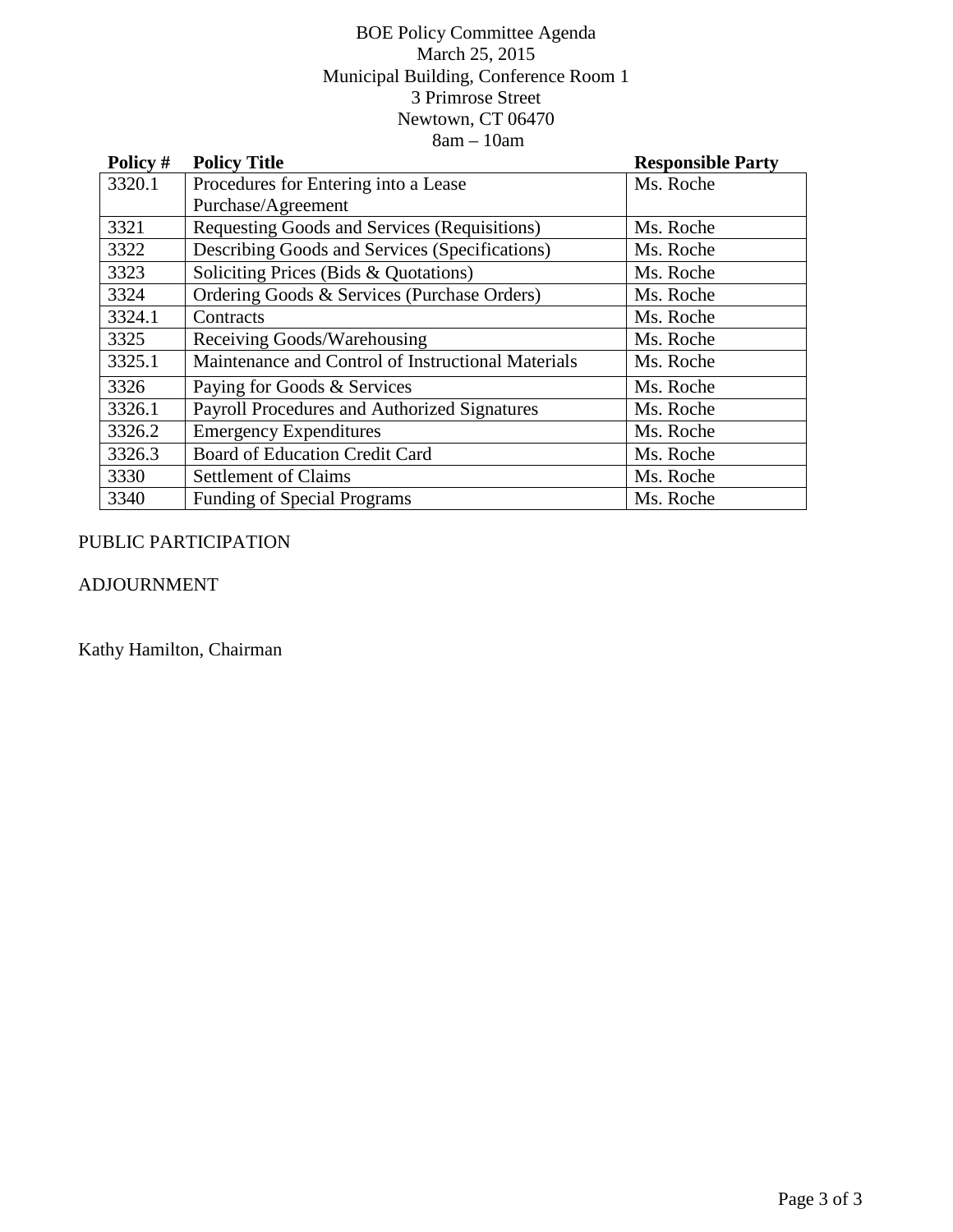BOE Policy Committee Agenda
March 25, 2015
Municipal Building, Conference Room 1
3 Primrose Street
Newtown, CT 06470
8am – 10am

| Policy # | Policy Title | Responsible Party |
|---|---|---|
| 3320.1 | Procedures for Entering into a Lease Purchase/Agreement | Ms. Roche |
| 3321 | Requesting Goods and Services (Requisitions) | Ms. Roche |
| 3322 | Describing Goods and Services (Specifications) | Ms. Roche |
| 3323 | Soliciting Prices (Bids & Quotations) | Ms. Roche |
| 3324 | Ordering Goods & Services (Purchase Orders) | Ms. Roche |
| 3324.1 | Contracts | Ms. Roche |
| 3325 | Receiving Goods/Warehousing | Ms. Roche |
| 3325.1 | Maintenance and Control of Instructional Materials | Ms. Roche |
| 3326 | Paying for Goods & Services | Ms. Roche |
| 3326.1 | Payroll Procedures and Authorized Signatures | Ms. Roche |
| 3326.2 | Emergency Expenditures | Ms. Roche |
| 3326.3 | Board of Education Credit Card | Ms. Roche |
| 3330 | Settlement of Claims | Ms. Roche |
| 3340 | Funding of Special Programs | Ms. Roche |

PUBLIC PARTICIPATION

ADJOURNMENT

Kathy Hamilton, Chairman